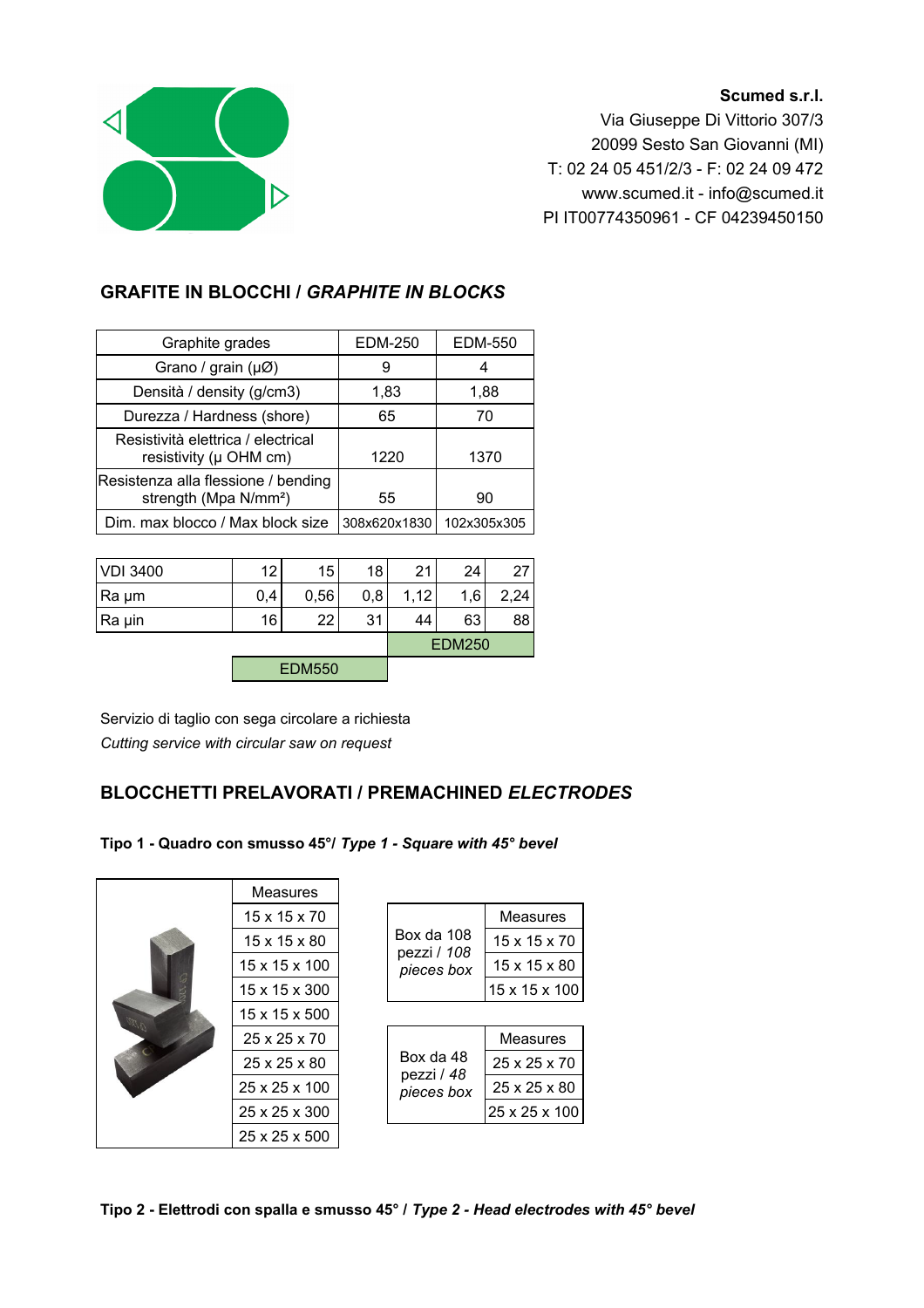**Scumed s.r.l.**
Via Giuseppe Di Vittorio 307/3
20099 Sesto San Giovanni (MI)
T: 02 24 05 451/2/3 - F: 02 24 09 472
www.scumed.it - info@scumed.it
PI IT00774350961 - CF 04239450150

## GRAFITE IN BLOCCHI / *GRAPHITE IN BLOCKS*

| Graphite grades | EDM-250 | EDM-550 |
|---|---|---|
| Grano / grain (µØ) | 9 | 4 |
| Densità / density (g/cm3) | 1,83 | 1,88 |
| Durezza / Hardness (shore) | 65 | 70 |
| Resistività elettrica / electrical resistivity (µ OHM cm) | 1220 | 1370 |
| Resistenza alla flessione / bending strength (Mpa N/mm²) | 55 | 90 |
| Dim. max blocco / Max block size | 308x620x1830 | 102x305x305 |

| VDI 3400 | 12 | 15 | 18 | 21 | 24 | 27 |
|---|---|---|---|---|---|---|
| Ra µm | 0,4 | 0,56 | 0,8 | 1,12 | 1,6 | 2,24 |
| Ra µin | 16 | 22 | 31 | 44 | 63 | 88 |
| | | | | EDM250 | | |
| | EDM550 | | | | | |

Servizio di taglio con sega circolare a richiesta
*Cutting service with circular saw on request*

## BLOCCHETTI PRELAVORATI / PREMACHINED *ELECTRODES*

**Tipo 1 - Quadro con smusso 45°/ *Type 1 - Square with 45° bevel***

| Measures |
|---|
| 15 x 15 x 70 |
| 15 x 15 x 80 |
| 15 x 15 x 100 |
| 15 x 15 x 300 |
| 15 x 15 x 500 |
| 25 x 25 x 70 |
| 25 x 25 x 80 |
| 25 x 25 x 100 |
| 25 x 25 x 300 |
| 25 x 25 x 500 |

| | Measures |
|---|---|
| Box da 108 pezzi / *108 pieces box* | 15 x 15 x 70 |
| | 15 x 15 x 80 |
| | 15 x 15 x 100 |

| | Measures |
|---|---|
| Box da 48 pezzi / *48 pieces box* | 25 x 25 x 70 |
| | 25 x 25 x 80 |
| | 25 x 25 x 100 |

**Tipo 2 - Elettrodi con spalla e smusso 45° / *Type 2 - Head electrodes with 45° bevel***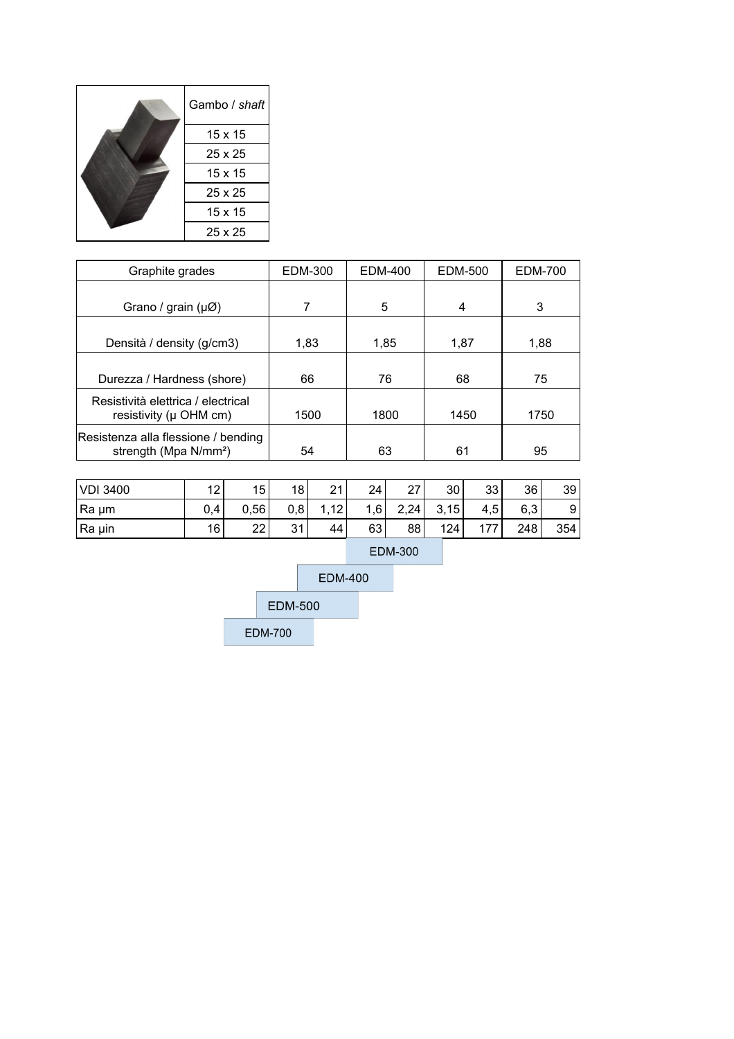| | Gambo / *shaft* |
|---|---|
| | 15 x 15 |
| | 25 x 25 |
| | 15 x 15 |
| | 25 x 25 |
| | 15 x 15 |
| | 25 x 25 |

| Graphite grades | EDM-300 | EDM-400 | EDM-500 | EDM-700 |
|---|---|---|---|---|
| Grano / grain (μØ) | 7 | 5 | 4 | 3 |
| Densità / density (g/cm3) | 1,83 | 1,85 | 1,87 | 1,88 |
| Durezza / Hardness (shore) | 66 | 76 | 68 | 75 |
| Resistività elettrica / electrical resistivity (μ OHM cm) | 1500 | 1800 | 1450 | 1750 |
| Resistenza alla flessione / bending strength (Mpa N/mm²) | 54 | 63 | 61 | 95 |

| | | | | | | | | | | |
|---|---|---|---|---|---|---|---|---|---|---|
| VDI 3400 | 12 | 15 | 18 | 21 | 24 | 27 | 30 | 33 | 36 | 39 |
| Ra μm | 0,4 | 0,56 | 0,8 | 1,12 | 1,6 | 2,24 | 3,15 | 4,5 | 6,3 | 9 |
| Ra μin | 16 | 22 | 31 | 44 | 63 | 88 | 124 | 177 | 248 | 354 |

EDM-300

EDM-400

EDM-500

EDM-700